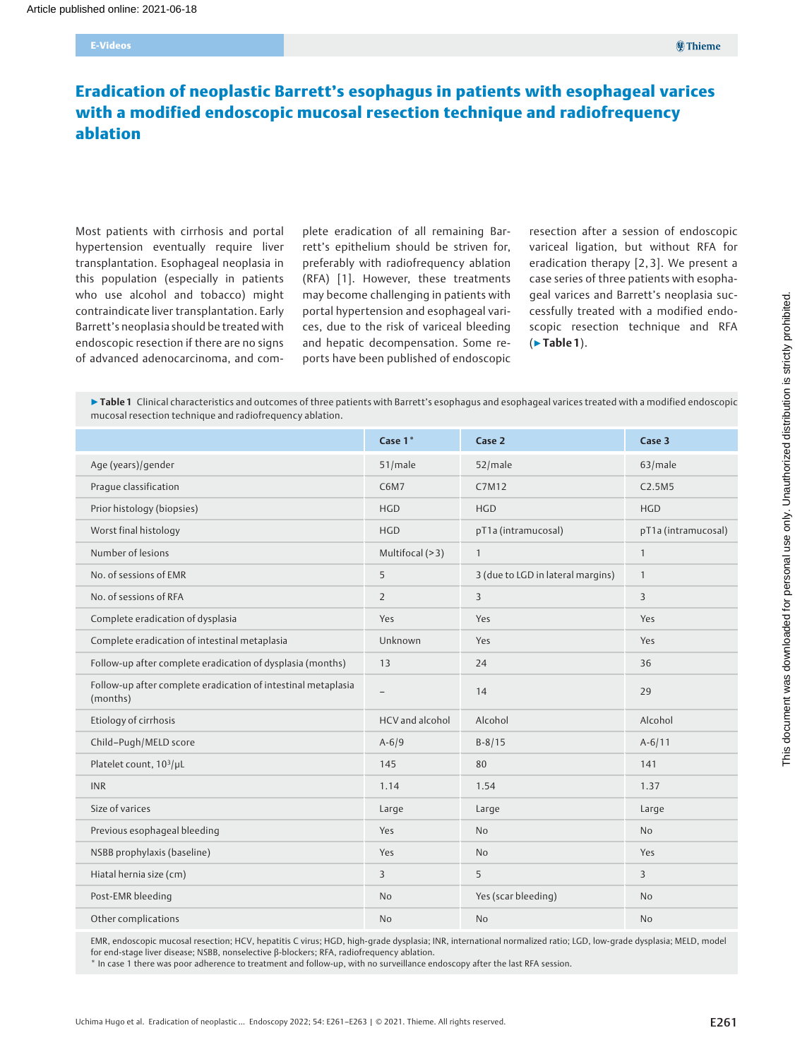E-Videos

# Eradication of neoplastic Barrett's esophagus in patients with esophageal varices with a modified endoscopic mucosal resection technique and radiofrequency ablation

Most patients with cirrhosis and portal hypertension eventually require liver transplantation. Esophageal neoplasia in this population (especially in patients who use alcohol and tobacco) might contraindicate liver transplantation. Early Barrett's neoplasia should be treated with endoscopic resection if there are no signs of advanced adenocarcinoma, and complete eradication of all remaining Barrett's epithelium should be striven for, preferably with radiofrequency ablation (RFA) [1]. However, these treatments may become challenging in patients with portal hypertension and esophageal varices, due to the risk of variceal bleeding and hepatic decompensation. Some reports have been published of endoscopic resection after a session of endoscopic variceal ligation, but without RFA for eradication therapy [2, 3]. We present a case series of three patients with esophageal varices and Barrett's neoplasia successfully treated with a modified endoscopic resection technique and RFA (▶ **Table 1**).

▶ **Table 1** Clinical characteristics and outcomes of three patients with Barrett's esophagus and esophageal varices treated with a modified endoscopic mucosal resection technique and radiofrequency ablation.

| | Case 1* | Case 2 | Case 3 |
|---|---|---|---|
| Age (years)/gender | 51/male | 52/male | 63/male |
| Prague classification | C6M7 | C7M12 | C2.5M5 |
| Prior histology (biopsies) | HGD | HGD | HGD |
| Worst final histology | HGD | pT1a (intramucosal) | pT1a (intramucosal) |
| Number of lesions | Multifocal (> 3) | 1 | 1 |
| No. of sessions of EMR | 5 | 3 (due to LGD in lateral margins) | 1 |
| No. of sessions of RFA | 2 | 3 | 3 |
| Complete eradication of dysplasia | Yes | Yes | Yes |
| Complete eradication of intestinal metaplasia | Unknown | Yes | Yes |
| Follow-up after complete eradication of dysplasia (months) | 13 | 24 | 36 |
| Follow-up after complete eradication of intestinal metaplasia (months) | – | 14 | 29 |
| Etiology of cirrhosis | HCV and alcohol | Alcohol | Alcohol |
| Child–Pugh/MELD score | A-6/9 | B-8/15 | A-6/11 |
| Platelet count, $10^3/\mu L$ | 145 | 80 | 141 |
| INR | 1.14 | 1.54 | 1.37 |
| Size of varices | Large | Large | Large |
| Previous esophageal bleeding | Yes | No | No |
| NSBB prophylaxis (baseline) | Yes | No | Yes |
| Hiatal hernia size (cm) | 3 | 5 | 3 |
| Post-EMR bleeding | No | Yes (scar bleeding) | No |
| Other complications | No | No | No |

EMR, endoscopic mucosal resection; HCV, hepatitis C virus; HGD, high-grade dysplasia; INR, international normalized ratio; LGD, low-grade dysplasia; MELD, model for end-stage liver disease; NSBB, nonselective β-blockers; RFA, radiofrequency ablation.
* In case 1 there was poor adherence to treatment and follow-up, with no surveillance endoscopy after the last RFA session.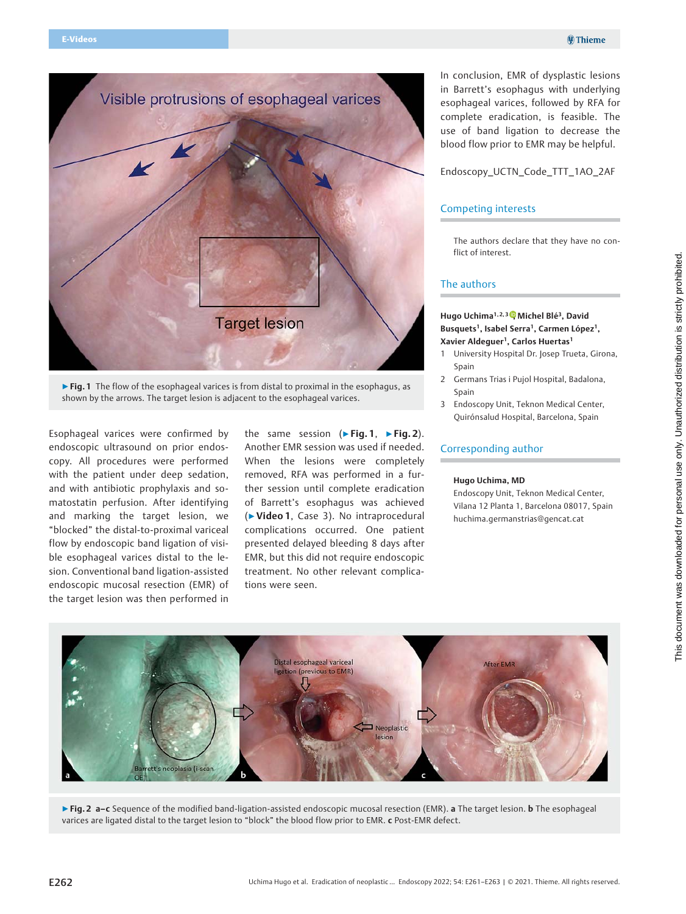▶ **Fig. 1** The flow of the esophageal varices is from distal to proximal in the esophagus, as shown by the arrows. The target lesion is adjacent to the esophageal varices.

Esophageal varices were confirmed by endoscopic ultrasound on prior endoscopy. All procedures were performed with the patient under deep sedation, and with antibiotic prophylaxis and somatostatin perfusion. After identifying and marking the target lesion, we "blocked" the distal-to-proximal variceal flow by endoscopic band ligation of visible esophageal varices distal to the lesion. Conventional band ligation-assisted endoscopic mucosal resection (EMR) of the target lesion was then performed in the same session (▶ **Fig. 1**, ▶ **Fig. 2**). Another EMR session was used if needed. When the lesions were completely removed, RFA was performed in a further session until complete eradication of Barrett's esophagus was achieved (▶ **Video 1**, Case 3). No intraprocedural complications occurred. One patient presented delayed bleeding 8 days after EMR, but this did not require endoscopic treatment. No other relevant complications were seen.

In conclusion, EMR of dysplastic lesions in Barrett's esophagus with underlying esophageal varices, followed by RFA for complete eradication, is feasible. The use of band ligation to decrease the blood flow prior to EMR may be helpful.

Endoscopy_UCTN_Code_TTT_1AO_2AF

## Competing interests

The authors declare that they have no conflict of interest.

## The authors

**Hugo Uchima[1,2,3], Michel Blé[3], David Busquets[1], Isabel Serra[1], Carmen López[1], Xavier Aldeguer[1], Carlos Huertas[1]**

1. University Hospital Dr. Josep Trueta, Girona, Spain
2. Germans Trias i Pujol Hospital, Badalona, Spain
3. Endoscopy Unit, Teknon Medical Center, Quirónsalud Hospital, Barcelona, Spain

## Corresponding author

**Hugo Uchima, MD**
Endoscopy Unit, Teknon Medical Center, Vilana 12 Planta 1, Barcelona 08017, Spain
huchima.germanstrias@gencat.cat

▶ **Fig. 2 a–c** Sequence of the modified band-ligation-assisted endoscopic mucosal resection (EMR). **a** The target lesion. **b** The esophageal varices are ligated distal to the target lesion to "block" the blood flow prior to EMR. **c** Post-EMR defect.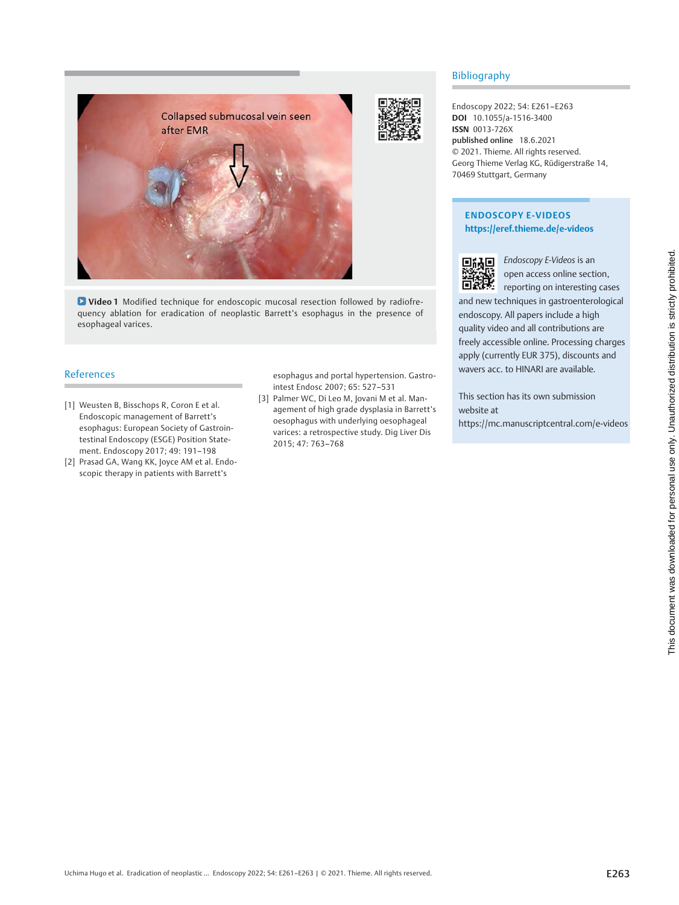Collapsed submucosal vein seen after EMR

**Video 1** Modified technique for endoscopic mucosal resection followed by radiofrequency ablation for eradication of neoplastic Barrett's esophagus in the presence of esophageal varices.

## References

[1] Weusten B, Bisschops R, Coron E et al. Endoscopic management of Barrett's esophagus: European Society of Gastrointestinal Endoscopy (ESGE) Position Statement. Endoscopy 2017; 49: 191–198

[2] Prasad GA, Wang KK, Joyce AM et al. Endoscopic therapy in patients with Barrett's esophagus and portal hypertension. Gastrointest Endosc 2007; 65: 527–531

[3] Palmer WC, Di Leo M, Jovani M et al. Management of high grade dysplasia in Barrett's oesophagus with underlying oesophageal varices: a retrospective study. Dig Liver Dis 2015; 47: 763–768

## Bibliography

Endoscopy 2022; 54: E261–E263
**DOI** 10.1055/a-1516-3400
**ISSN** 0013-726X
**published online** 18.6.2021
© 2021. Thieme. All rights reserved.
Georg Thieme Verlag KG, Rüdigerstraße 14, 70469 Stuttgart, Germany

**ENDOSCOPY E-VIDEOS**
**https://eref.thieme.de/e-videos**

*Endoscopy E-Videos* is an open access online section, reporting on interesting cases and new techniques in gastroenterological endoscopy. All papers include a high quality video and all contributions are freely accessible online. Processing charges apply (currently EUR 375), discounts and wavers acc. to HINARI are available.

This section has its own submission website at https://mc.manuscriptcentral.com/e-videos

This document was downloaded for personal use only. Unauthorized distribution is strictly prohibited.